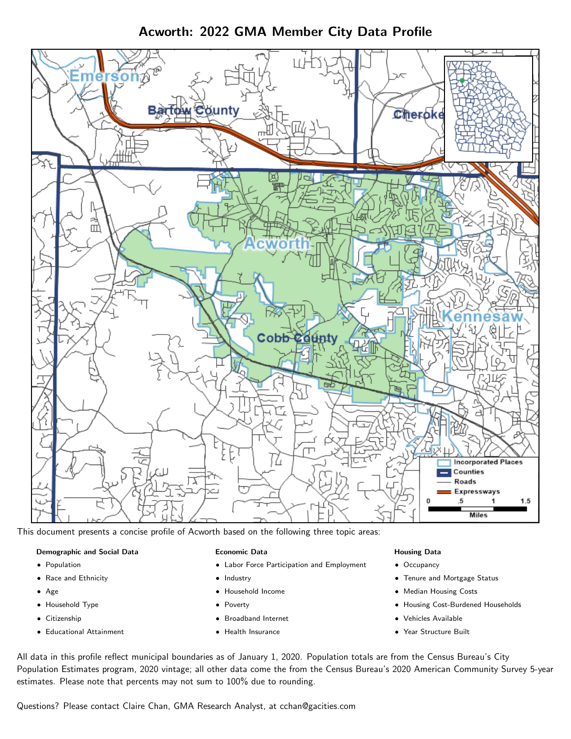# Acworth: 2022 GMA Member City Data Profile

Emerson

Bartow County

Cheroke

Acworth

Cobb County

Kennesaw

Incorporated Places

Counties

Roads

Expressways

0 .5 1 1.5

Miles

This document presents a concise profile of Acworth based on the following three topic areas:

**Demographic and Social Data**

- Population
- Race and Ethnicity
- Age
- Household Type
- Citizenship
- Educational Attainment

**Economic Data**

- Labor Force Participation and Employment
- Industry
- Household Income
- Poverty
- Broadband Internet
- Health Insurance

**Housing Data**

- Occupancy
- Tenure and Mortgage Status
- Median Housing Costs
- Housing Cost-Burdened Households
- Vehicles Available
- Year Structure Built

All data in this profile reflect municipal boundaries as of January 1, 2020. Population totals are from the Census Bureau's City Population Estimates program, 2020 vintage; all other data come the from the Census Bureau's 2020 American Community Survey 5-year estimates. Please note that percents may not sum to 100% due to rounding.

Questions? Please contact Claire Chan, GMA Research Analyst, at cchan@gacities.com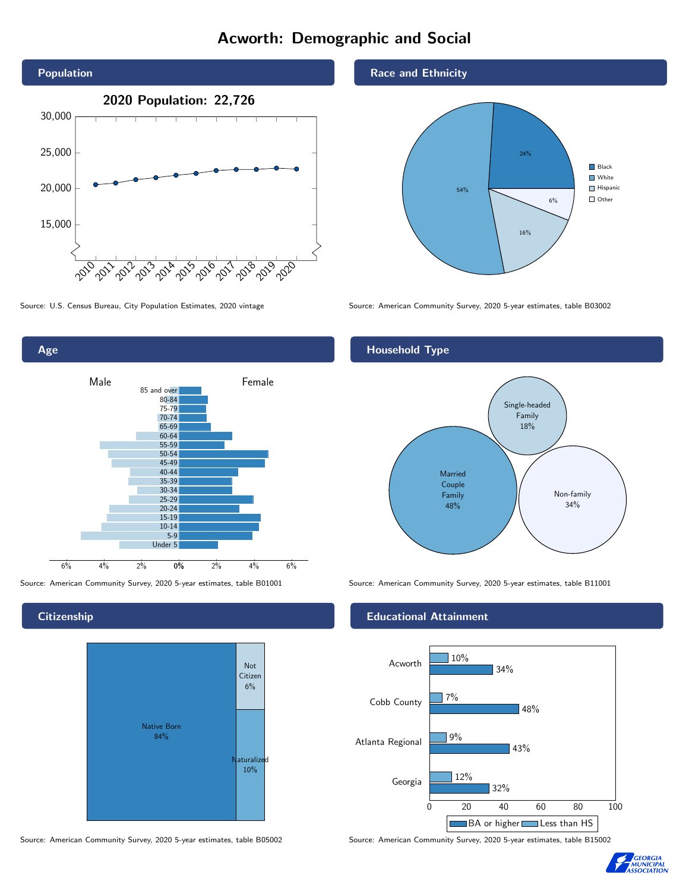# Acworth: Demographic and Social

## Population

2020 Population: 22,726

30,000
25,000
20,000
15,000

2010 2011 2012 2013 2014 2015 2016 2017 2018 2019 2020

Source: U.S. Census Bureau, City Population Estimates, 2020 vintage

## Race and Ethnicity

24%
54%
6%
16%

Black
White
Hispanic
Other

Source: American Community Survey, 2020 5-year estimates, table B03002

## Age

Male
Female

85 and over
80-84
75-79
70-74
65-69
60-64
55-59
50-54
45-49
40-44
35-39
30-34
25-29
20-24
15-19
10-14
5-9
Under 5

6% 4% 2% 0% 2% 4% 6%

Source: American Community Survey, 2020 5-year estimates, table B01001

## Household Type

Single-headed Family 18%

Married Couple Family 48%

Non-family 34%

Source: American Community Survey, 2020 5-year estimates, table B11001

## Citizenship

Native Born 84%

Not Citizen 6%

Naturalized 10%

Source: American Community Survey, 2020 5-year estimates, table B05002

## Educational Attainment

Acworth 10% 34%

Cobb County 7% 48%

Atlanta Regional 9% 43%

Georgia 12% 32%

0 20 40 60 80 100

BA or higher
Less than HS

Source: American Community Survey, 2020 5-year estimates, table B15002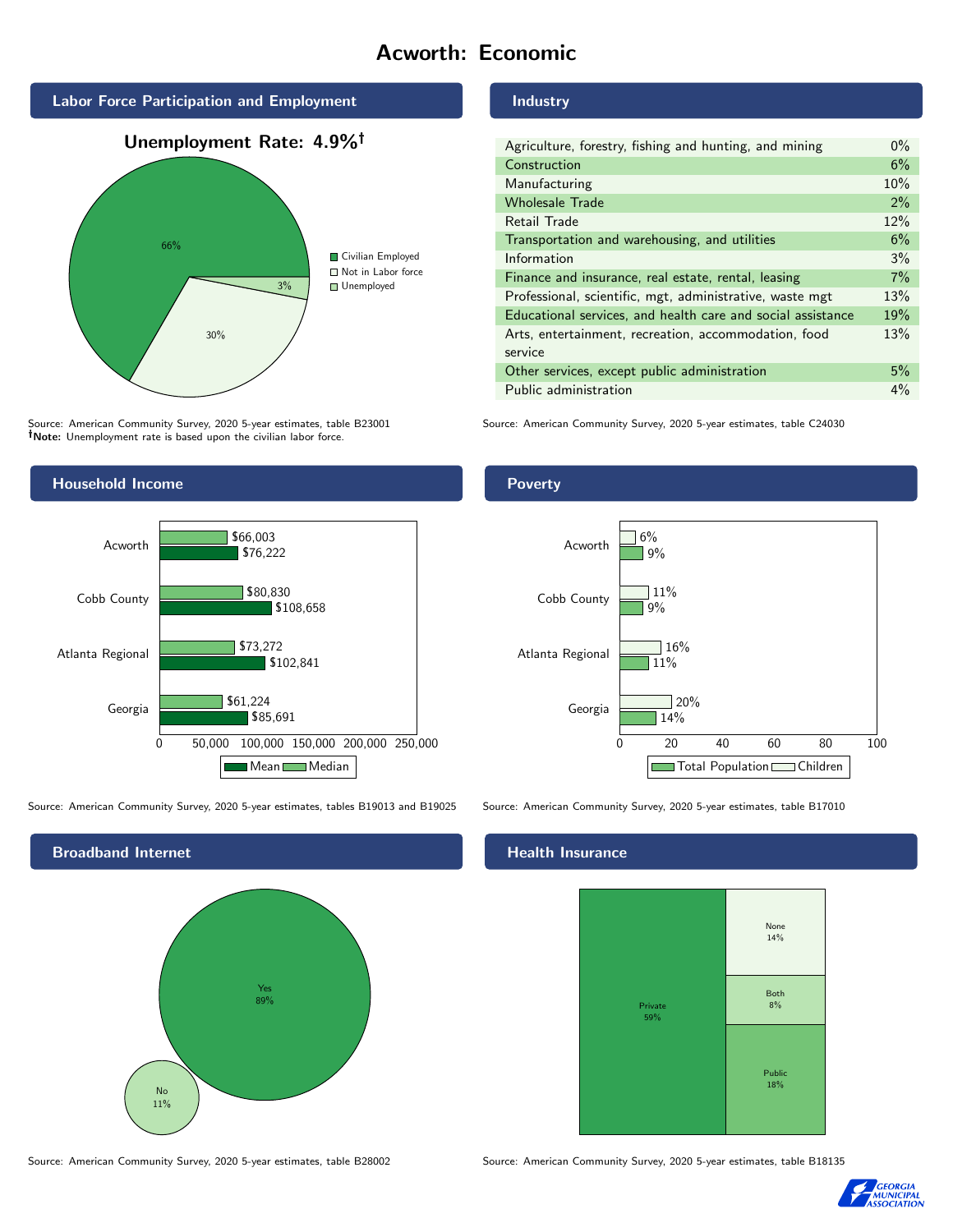# Acworth: Economic

## Labor Force Participation and Employment

**Unemployment Rate: 4.9%†**

66%
30%
3%

Civilian Employed
Not in Labor force
Unemployed

Source: American Community Survey, 2020 5-year estimates, table B23001
**†Note:** Unemployment rate is based upon the civilian labor force.

## Industry

| | |
|---|---|
| Agriculture, forestry, fishing and hunting, and mining | 0% |
| Construction | 6% |
| Manufacturing | 10% |
| Wholesale Trade | 2% |
| Retail Trade | 12% |
| Transportation and warehousing, and utilities | 6% |
| Information | 3% |
| Finance and insurance, real estate, rental, leasing | 7% |
| Professional, scientific, mgt, administrative, waste mgt | 13% |
| Educational services, and health care and social assistance | 19% |
| Arts, entertainment, recreation, accommodation, food service | 13% |
| Other services, except public administration | 5% |
| Public administration | 4% |

Source: American Community Survey, 2020 5-year estimates, table C24030

## Household Income

Acworth
$66,003
$76,222

Cobb County
$80,830
$108,658

Atlanta Regional
$73,272
$102,841

Georgia
$61,224
$85,691

0 50,000 100,000 150,000 200,000 250,000

Mean Median

Source: American Community Survey, 2020 5-year estimates, tables B19013 and B19025

## Poverty

Acworth
6%
9%

Cobb County
11%
9%

Atlanta Regional
16%
11%

Georgia
20%
14%

0 20 40 60 80 100

Total Population Children

Source: American Community Survey, 2020 5-year estimates, table B17010

## Broadband Internet

Yes
89%

No
11%

Source: American Community Survey, 2020 5-year estimates, table B28002

## Health Insurance

Private
59%

None
14%

Both
8%

Public
18%

Source: American Community Survey, 2020 5-year estimates, table B18135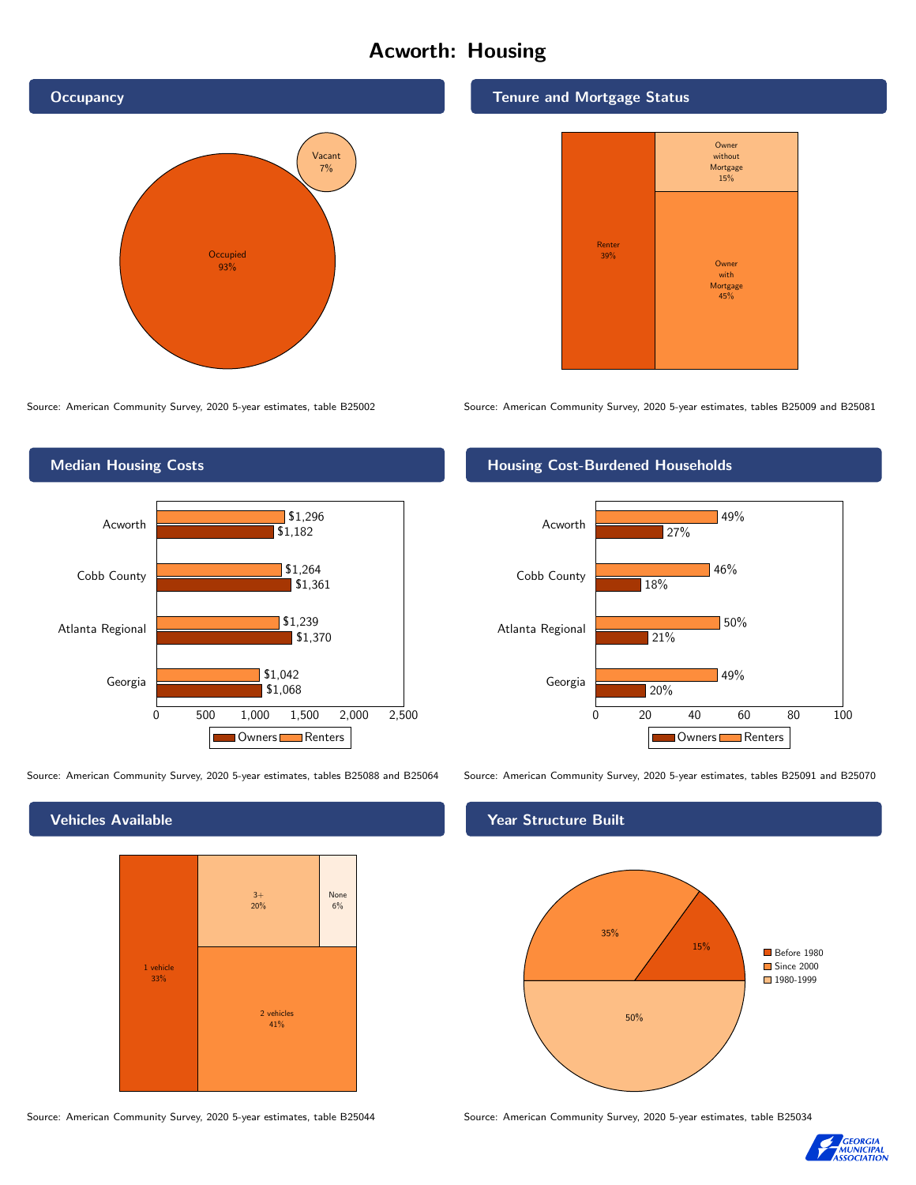# Acworth: Housing

## Occupancy

Vacant
7%

Occupied
93%

Source: American Community Survey, 2020 5-year estimates, table B25002

## Tenure and Mortgage Status

Renter
39%

Owner without Mortgage
15%

Owner with Mortgage
45%

Source: American Community Survey, 2020 5-year estimates, tables B25009 and B25081

## Median Housing Costs

Acworth
$1,296
$1,182

Cobb County
$1,264
$1,361

Atlanta Regional
$1,239
$1,370

Georgia
$1,042
$1,068

0 500 1,000 1,500 2,000 2,500

Owners Renters

Source: American Community Survey, 2020 5-year estimates, tables B25088 and B25064

## Housing Cost-Burdened Households

Acworth
49%
27%

Cobb County
46%
18%

Atlanta Regional
50%
21%

Georgia
49%
20%

0 20 40 60 80 100

Owners Renters

Source: American Community Survey, 2020 5-year estimates, tables B25091 and B25070

## Vehicles Available

1 vehicle
33%

3+
20%

None
6%

2 vehicles
41%

Source: American Community Survey, 2020 5-year estimates, table B25044

## Year Structure Built

35%

15%

50%

Before 1980
Since 2000
1980-1999

Source: American Community Survey, 2020 5-year estimates, table B25034

GEORGIA MUNICIPAL ASSOCIATION